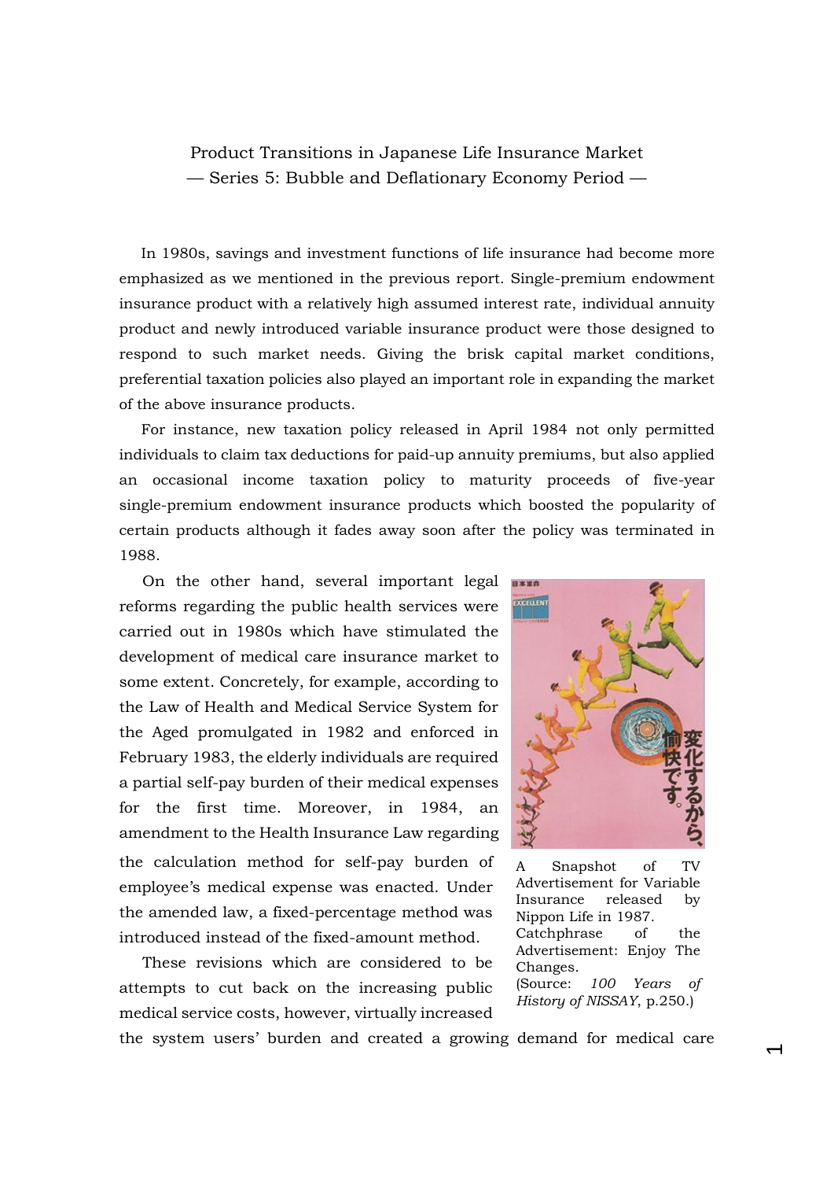Product Transitions in Japanese Life Insurance Market
— Series 5: Bubble and Deflationary Economy Period —

In 1980s, savings and investment functions of life insurance had become more emphasized as we mentioned in the previous report. Single-premium endowment insurance product with a relatively high assumed interest rate, individual annuity product and newly introduced variable insurance product were those designed to respond to such market needs. Giving the brisk capital market conditions, preferential taxation policies also played an important role in expanding the market of the above insurance products.

For instance, new taxation policy released in April 1984 not only permitted individuals to claim tax deductions for paid-up annuity premiums, but also applied an occasional income taxation policy to maturity proceeds of five-year single-premium endowment insurance products which boosted the popularity of certain products although it fades away soon after the policy was terminated in 1988.

On the other hand, several important legal reforms regarding the public health services were carried out in 1980s which have stimulated the development of medical care insurance market to some extent. Concretely, for example, according to the Law of Health and Medical Service System for the Aged promulgated in 1982 and enforced in February 1983, the elderly individuals are required a partial self-pay burden of their medical expenses for the first time. Moreover, in 1984, an amendment to the Health Insurance Law regarding the calculation method for self-pay burden of employee's medical expense was enacted. Under the amended law, a fixed-percentage method was introduced instead of the fixed-amount method.

A Snapshot of TV Advertisement for Variable Insurance released by Nippon Life in 1987. Catchphrase of the Advertisement: Enjoy The Changes. (Source: *100 Years of History of NISSAY*, p.250.)

These revisions which are considered to be attempts to cut back on the increasing public medical service costs, however, virtually increased the system users' burden and created a growing demand for medical care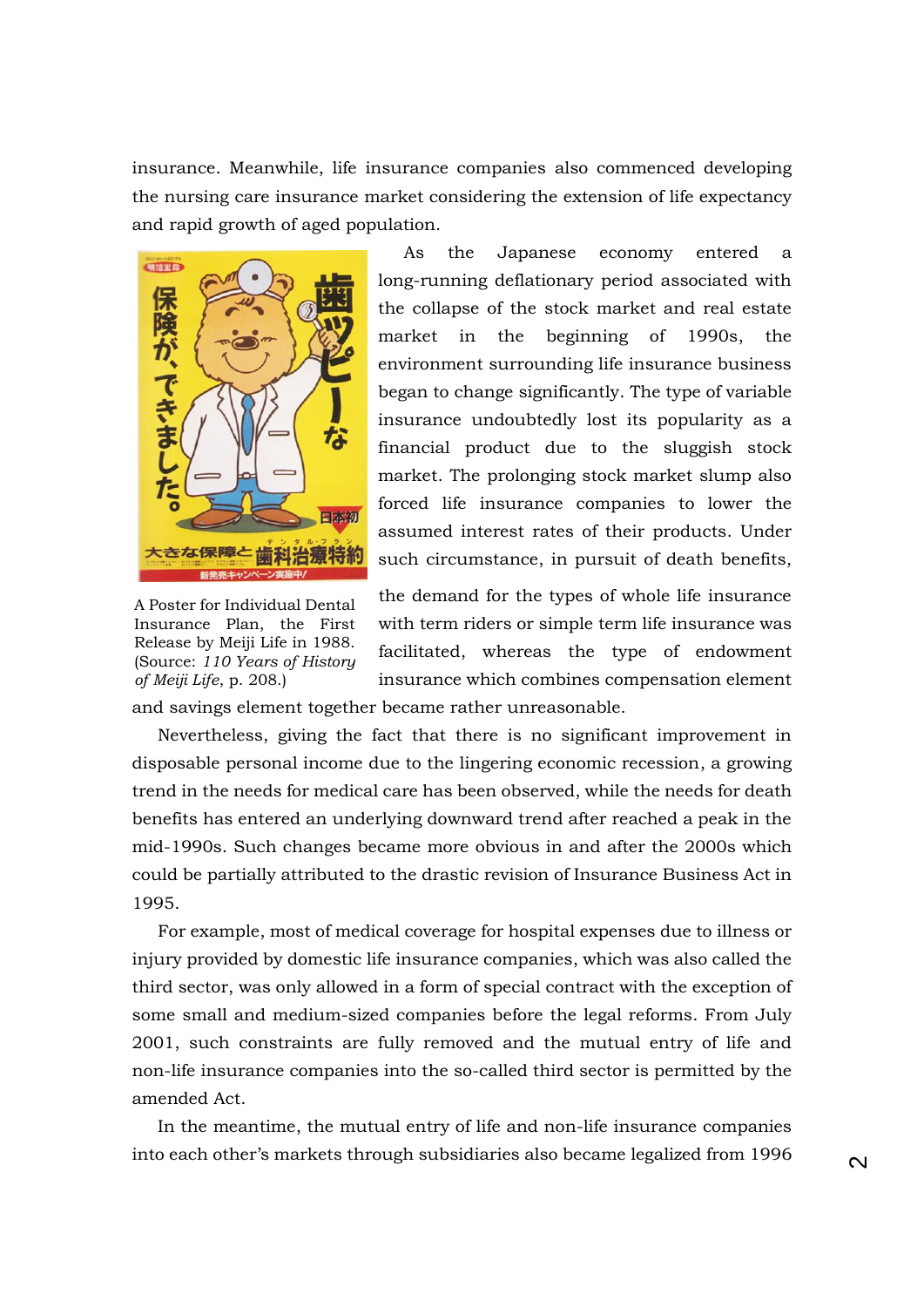insurance. Meanwhile, life insurance companies also commenced developing the nursing care insurance market considering the extension of life expectancy and rapid growth of aged population.

As the Japanese economy entered a long-running deflationary period associated with the collapse of the stock market and real estate market in the beginning of 1990s, the environment surrounding life insurance business began to change significantly. The type of variable insurance undoubtedly lost its popularity as a financial product due to the sluggish stock market. The prolonging stock market slump also forced life insurance companies to lower the assumed interest rates of their products. Under such circumstance, in pursuit of death benefits, the demand for the types of whole life insurance with term riders or simple term life insurance was facilitated, whereas the type of endowment insurance which combines compensation element and savings element together became rather unreasonable.

A Poster for Individual Dental Insurance Plan, the First Release by Meiji Life in 1988. (Source: *110 Years of History of Meiji Life*, p. 208.)

Nevertheless, giving the fact that there is no significant improvement in disposable personal income due to the lingering economic recession, a growing trend in the needs for medical care has been observed, while the needs for death benefits has entered an underlying downward trend after reached a peak in the mid-1990s. Such changes became more obvious in and after the 2000s which could be partially attributed to the drastic revision of Insurance Business Act in 1995.

For example, most of medical coverage for hospital expenses due to illness or injury provided by domestic life insurance companies, which was also called the third sector, was only allowed in a form of special contract with the exception of some small and medium-sized companies before the legal reforms. From July 2001, such constraints are fully removed and the mutual entry of life and non-life insurance companies into the so-called third sector is permitted by the amended Act.

In the meantime, the mutual entry of life and non-life insurance companies into each other's markets through subsidiaries also became legalized from 1996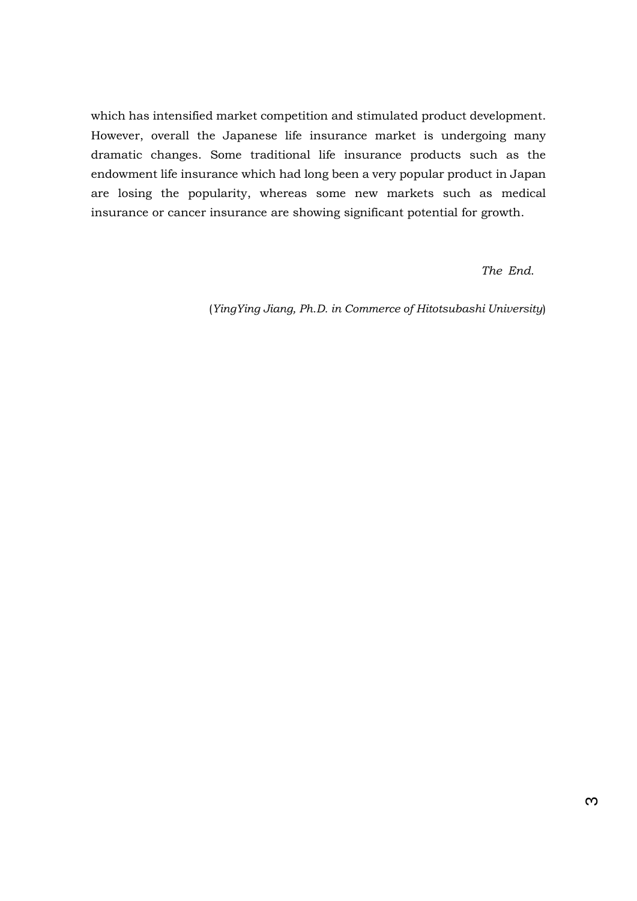which has intensified market competition and stimulated product development. However, overall the Japanese life insurance market is undergoing many dramatic changes. Some traditional life insurance products such as the endowment life insurance which had long been a very popular product in Japan are losing the popularity, whereas some new markets such as medical insurance or cancer insurance are showing significant potential for growth.

*The End.*

(*YingYing Jiang, Ph.D. in Commerce of Hitotsubashi University*)